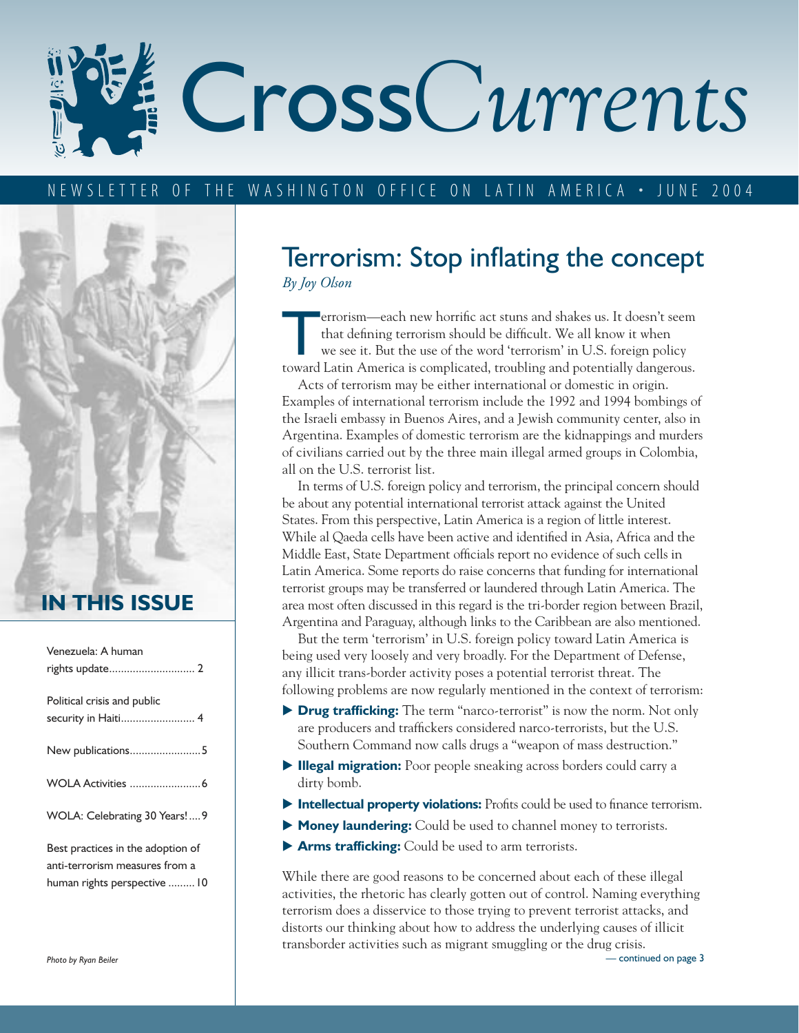# CrossCurrents

NEWSLETTER OF THE WASHINGTON OFFICE ON LATIN AMERICA • JUNE 2004

## IN THIS ISSUE

Venezuela: A human rights update ........................... 2

Political crisis and public security in Haiti ........................ 4

New publications ........................ 5

WOLA Activities ........................ 6

WOLA: Celebrating 30 Years! .... 9

Best practices in the adoption of anti-terrorism measures from a human rights perspective ......... 10

*Photo by Ryan Beiler*

# Terrorism: Stop inflating the concept

*By Joy Olson*

Terrorism—each new horrific act stuns and shakes us. It doesn't seem that defining terrorism should be difficult. We all know it when we see it. But the use of the word 'terrorism' in U.S. foreign policy toward Latin America is complicated, troubling and potentially dangerous.

Acts of terrorism may be either international or domestic in origin. Examples of international terrorism include the 1992 and 1994 bombings of the Israeli embassy in Buenos Aires, and a Jewish community center, also in Argentina. Examples of domestic terrorism are the kidnappings and murders of civilians carried out by the three main illegal armed groups in Colombia, all on the U.S. terrorist list.

In terms of U.S. foreign policy and terrorism, the principal concern should be about any potential international terrorist attack against the United States. From this perspective, Latin America is a region of little interest. While al Qaeda cells have been active and identified in Asia, Africa and the Middle East, State Department officials report no evidence of such cells in Latin America. Some reports do raise concerns that funding for international terrorist groups may be transferred or laundered through Latin America. The area most often discussed in this regard is the tri-border region between Brazil, Argentina and Paraguay, although links to the Caribbean are also mentioned.

But the term 'terrorism' in U.S. foreign policy toward Latin America is being used very loosely and very broadly. For the Department of Defense, any illicit trans-border activity poses a potential terrorist threat. The following problems are now regularly mentioned in the context of terrorism:

- **Drug trafficking:** The term "narco-terrorist" is now the norm. Not only are producers and traffickers considered narco-terrorists, but the U.S. Southern Command now calls drugs a "weapon of mass destruction."
- **Illegal migration:** Poor people sneaking across borders could carry a dirty bomb.
- **Intellectual property violations:** Profits could be used to finance terrorism.
- **Money laundering:** Could be used to channel money to terrorists.
- **Arms trafficking:** Could be used to arm terrorists.

While there are good reasons to be concerned about each of these illegal activities, the rhetoric has clearly gotten out of control. Naming everything terrorism does a disservice to those trying to prevent terrorist attacks, and distorts our thinking about how to address the underlying causes of illicit transborder activities such as migrant smuggling or the drug crisis.

— continued on page 3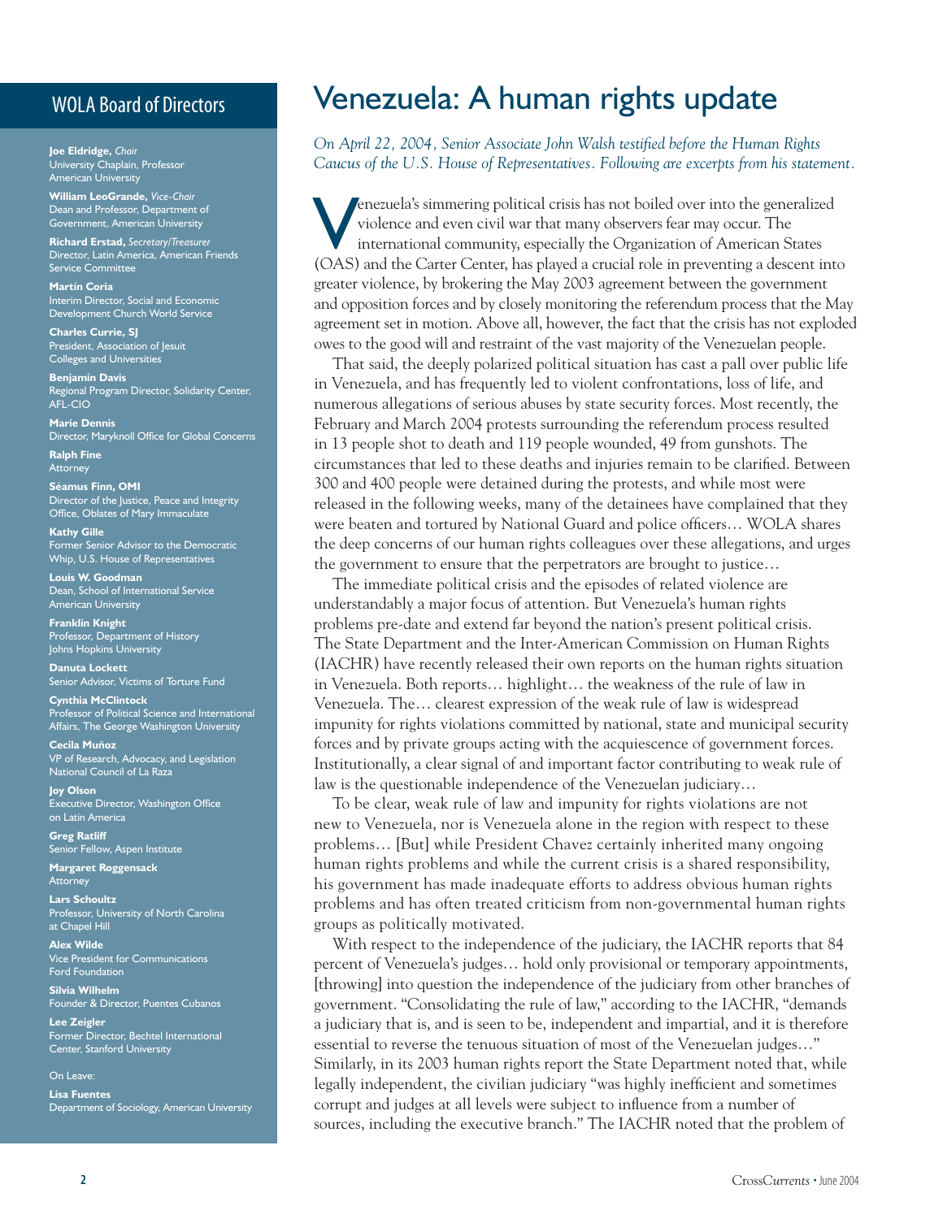## WOLA Board of Directors

**Joe Eldridge,** *Chair*
University Chaplain, Professor
American University

**William LeoGrande,** *Vice-Chair*
Dean and Professor, Department of Government, American University

**Richard Erstad,** *Secretary/Treasurer*
Director, Latin America, American Friends Service Committee

**Martín Coria**
Interim Director, Social and Economic Development Church World Service

**Charles Currie, SJ**
President, Association of Jesuit Colleges and Universities

**Benjamin Davis**
Regional Program Director, Solidarity Center, AFL-CIO

**Marie Dennis**
Director, Maryknoll Office for Global Concerns

**Ralph Fine**
Attorney

**Séamus Finn, OMI**
Director of the Justice, Peace and Integrity Office, Oblates of Mary Immaculate

**Kathy Gille**
Former Senior Advisor to the Democratic Whip, U.S. House of Representatives

**Louis W. Goodman**
Dean, School of International Service
American University

**Franklin Knight**
Professor, Department of History
Johns Hopkins University

**Danuta Lockett**
Senior Advisor, Victims of Torture Fund

**Cynthia McClintock**
Professor of Political Science and International Affairs, The George Washington University

**Cecila Muñoz**
VP of Research, Advocacy, and Legislation
National Council of La Raza

**Joy Olson**
Executive Director, Washington Office on Latin America

**Greg Ratliff**
Senior Fellow, Aspen Institute

**Margaret Roggensack**
Attorney

**Lars Schoultz**
Professor, University of North Carolina at Chapel Hill

**Alex Wilde**
Vice President for Communications
Ford Foundation

**Silvia Wilhelm**
Founder & Director, Puentes Cubanos

**Lee Zeigler**
Former Director, Bechtel International Center, Stanford University

On Leave:

**Lisa Fuentes**
Department of Sociology, American University

# Venezuela: A human rights update

*On April 22, 2004, Senior Associate John Walsh testified before the Human Rights Caucus of the U.S. House of Representatives. Following are excerpts from his statement.*

Venezuela's simmering political crisis has not boiled over into the generalized violence and even civil war that many observers fear may occur. The international community, especially the Organization of American States (OAS) and the Carter Center, has played a crucial role in preventing a descent into greater violence, by brokering the May 2003 agreement between the government and opposition forces and by closely monitoring the referendum process that the May agreement set in motion. Above all, however, the fact that the crisis has not exploded owes to the good will and restraint of the vast majority of the Venezuelan people.

That said, the deeply polarized political situation has cast a pall over public life in Venezuela, and has frequently led to violent confrontations, loss of life, and numerous allegations of serious abuses by state security forces. Most recently, the February and March 2004 protests surrounding the referendum process resulted in 13 people shot to death and 119 people wounded, 49 from gunshots. The circumstances that led to these deaths and injuries remain to be clarified. Between 300 and 400 people were detained during the protests, and while most were released in the following weeks, many of the detainees have complained that they were beaten and tortured by National Guard and police officers… WOLA shares the deep concerns of our human rights colleagues over these allegations, and urges the government to ensure that the perpetrators are brought to justice…

The immediate political crisis and the episodes of related violence are understandably a major focus of attention. But Venezuela's human rights problems pre-date and extend far beyond the nation's present political crisis. The State Department and the Inter-American Commission on Human Rights (IACHR) have recently released their own reports on the human rights situation in Venezuela. Both reports… highlight… the weakness of the rule of law in Venezuela. The… clearest expression of the weak rule of law is widespread impunity for rights violations committed by national, state and municipal security forces and by private groups acting with the acquiescence of government forces. Institutionally, a clear signal of and important factor contributing to weak rule of law is the questionable independence of the Venezuelan judiciary…

To be clear, weak rule of law and impunity for rights violations are not new to Venezuela, nor is Venezuela alone in the region with respect to these problems… [But] while President Chavez certainly inherited many ongoing human rights problems and while the current crisis is a shared responsibility, his government has made inadequate efforts to address obvious human rights problems and has often treated criticism from non-governmental human rights groups as politically motivated.

With respect to the independence of the judiciary, the IACHR reports that 84 percent of Venezuela's judges… hold only provisional or temporary appointments, [throwing] into question the independence of the judiciary from other branches of government. "Consolidating the rule of law," according to the IACHR, "demands a judiciary that is, and is seen to be, independent and impartial, and it is therefore essential to reverse the tenuous situation of most of the Venezuelan judges…" Similarly, in its 2003 human rights report the State Department noted that, while legally independent, the civilian judiciary "was highly inefficient and sometimes corrupt and judges at all levels were subject to influence from a number of sources, including the executive branch." The IACHR noted that the problem of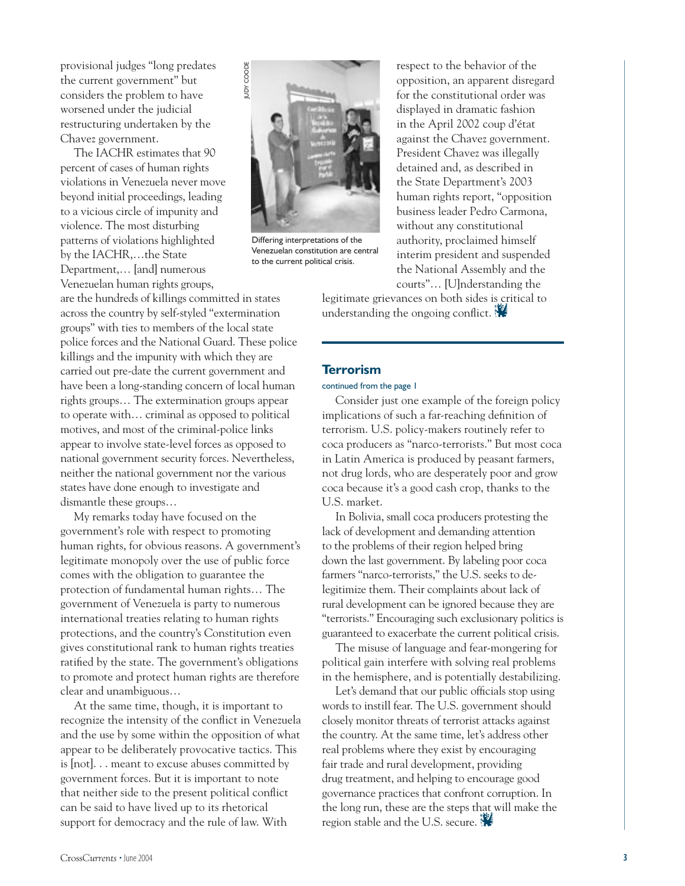provisional judges "long predates the current government" but considers the problem to have worsened under the judicial restructuring undertaken by the Chavez government.

The IACHR estimates that 90 percent of cases of human rights violations in Venezuela never move beyond initial proceedings, leading to a vicious circle of impunity and violence. The most disturbing patterns of violations highlighted by the IACHR,…the State Department,… [and] numerous Venezuelan human rights groups, are the hundreds of killings committed in states across the country by self-styled "extermination groups" with ties to members of the local state police forces and the National Guard. These police killings and the impunity with which they are carried out pre-date the current government and have been a long-standing concern of local human rights groups… The extermination groups appear to operate with… criminal as opposed to political motives, and most of the criminal-police links appear to involve state-level forces as opposed to national government security forces. Nevertheless, neither the national government nor the various states have done enough to investigate and dismantle these groups…

My remarks today have focused on the government's role with respect to promoting human rights, for obvious reasons. A government's legitimate monopoly over the use of public force comes with the obligation to guarantee the protection of fundamental human rights… The government of Venezuela is party to numerous international treaties relating to human rights protections, and the country's Constitution even gives constitutional rank to human rights treaties ratified by the state. The government's obligations to promote and protect human rights are therefore clear and unambiguous…

At the same time, though, it is important to recognize the intensity of the conflict in Venezuela and the use by some within the opposition of what appear to be deliberately provocative tactics. This is [not]. . . meant to excuse abuses committed by government forces. But it is important to note that neither side to the present political conflict can be said to have lived up to its rhetorical support for democracy and the rule of law. With respect to the behavior of the opposition, an apparent disregard for the constitutional order was displayed in dramatic fashion in the April 2002 coup d'état against the Chavez government. President Chavez was illegally detained and, as described in the State Department's 2003 human rights report, "opposition business leader Pedro Carmona, without any constitutional authority, proclaimed himself interim president and suspended the National Assembly and the courts"… [U]nderstanding the legitimate grievances on both sides is critical to understanding the ongoing conflict.

JUDY CODDE

Differing interpretations of the Venezuelan constitution are central to the current political crisis.

## Terrorism

continued from the page 1

Consider just one example of the foreign policy implications of such a far-reaching definition of terrorism. U.S. policy-makers routinely refer to coca producers as "narco-terrorists." But most coca in Latin America is produced by peasant farmers, not drug lords, who are desperately poor and grow coca because it's a good cash crop, thanks to the U.S. market.

In Bolivia, small coca producers protesting the lack of development and demanding attention to the problems of their region helped bring down the last government. By labeling poor coca farmers "narco-terrorists," the U.S. seeks to de-legitimize them. Their complaints about lack of rural development can be ignored because they are "terrorists." Encouraging such exclusionary politics is guaranteed to exacerbate the current political crisis.

The misuse of language and fear-mongering for political gain interfere with solving real problems in the hemisphere, and is potentially destabilizing.

Let's demand that our public officials stop using words to instill fear. The U.S. government should closely monitor threats of terrorist attacks against the country. At the same time, let's address other real problems where they exist by encouraging fair trade and rural development, providing drug treatment, and helping to encourage good governance practices that confront corruption. In the long run, these are the steps that will make the region stable and the U.S. secure.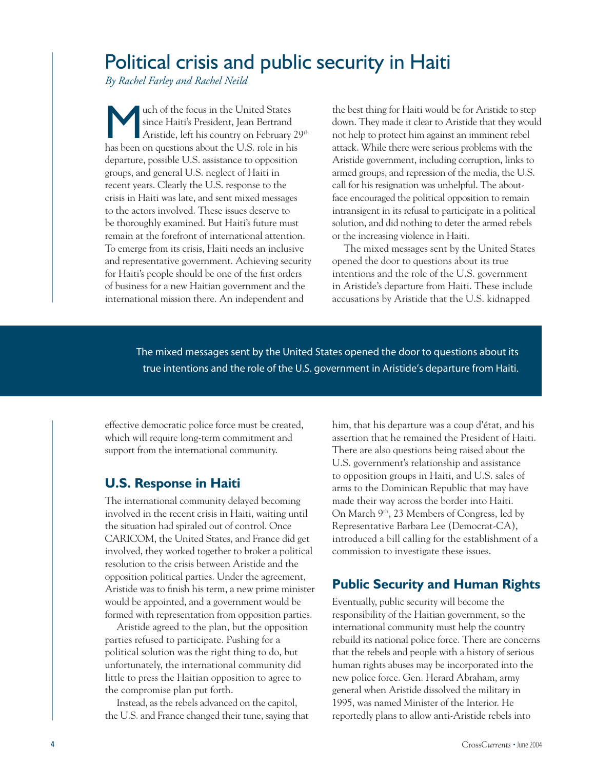# Political crisis and public security in Haiti

*By Rachel Farley and Rachel Neild*

Much of the focus in the United States since Haiti's President, Jean Bertrand Aristide, left his country on February 29th has been on questions about the U.S. role in his departure, possible U.S. assistance to opposition groups, and general U.S. neglect of Haiti in recent years. Clearly the U.S. response to the crisis in Haiti was late, and sent mixed messages to the actors involved. These issues deserve to be thoroughly examined. But Haiti's future must remain at the forefront of international attention. To emerge from its crisis, Haiti needs an inclusive and representative government. Achieving security for Haiti's people should be one of the first orders of business for a new Haitian government and the international mission there. An independent and effective democratic police force must be created, which will require long-term commitment and support from the international community.

## U.S. Response in Haiti

The international community delayed becoming involved in the recent crisis in Haiti, waiting until the situation had spiraled out of control. Once CARICOM, the United States, and France did get involved, they worked together to broker a political resolution to the crisis between Aristide and the opposition political parties. Under the agreement, Aristide was to finish his term, a new prime minister would be appointed, and a government would be formed with representation from opposition parties.

Aristide agreed to the plan, but the opposition parties refused to participate. Pushing for a political solution was the right thing to do, but unfortunately, the international community did little to press the Haitian opposition to agree to the compromise plan put forth.

Instead, as the rebels advanced on the capitol, the U.S. and France changed their tune, saying that the best thing for Haiti would be for Aristide to step down. They made it clear to Aristide that they would not help to protect him against an imminent rebel attack. While there were serious problems with the Aristide government, including corruption, links to armed groups, and repression of the media, the U.S. call for his resignation was unhelpful. The about-face encouraged the political opposition to remain intransigent in its refusal to participate in a political solution, and did nothing to deter the armed rebels or the increasing violence in Haiti.

The mixed messages sent by the United States opened the door to questions about its true intentions and the role of the U.S. government in Aristide's departure from Haiti. These include accusations by Aristide that the U.S. kidnapped him, that his departure was a coup d'état, and his assertion that he remained the President of Haiti. There are also questions being raised about the U.S. government's relationship and assistance to opposition groups in Haiti, and U.S. sales of arms to the Dominican Republic that may have made their way across the border into Haiti. On March 9th, 23 Members of Congress, led by Representative Barbara Lee (Democrat-CA), introduced a bill calling for the establishment of a commission to investigate these issues.

> The mixed messages sent by the United States opened the door to questions about its true intentions and the role of the U.S. government in Aristide's departure from Haiti.

## Public Security and Human Rights

Eventually, public security will become the responsibility of the Haitian government, so the international community must help the country rebuild its national police force. There are concerns that the rebels and people with a history of serious human rights abuses may be incorporated into the new police force. Gen. Herard Abraham, army general when Aristide dissolved the military in 1995, was named Minister of the Interior. He reportedly plans to allow anti-Aristide rebels into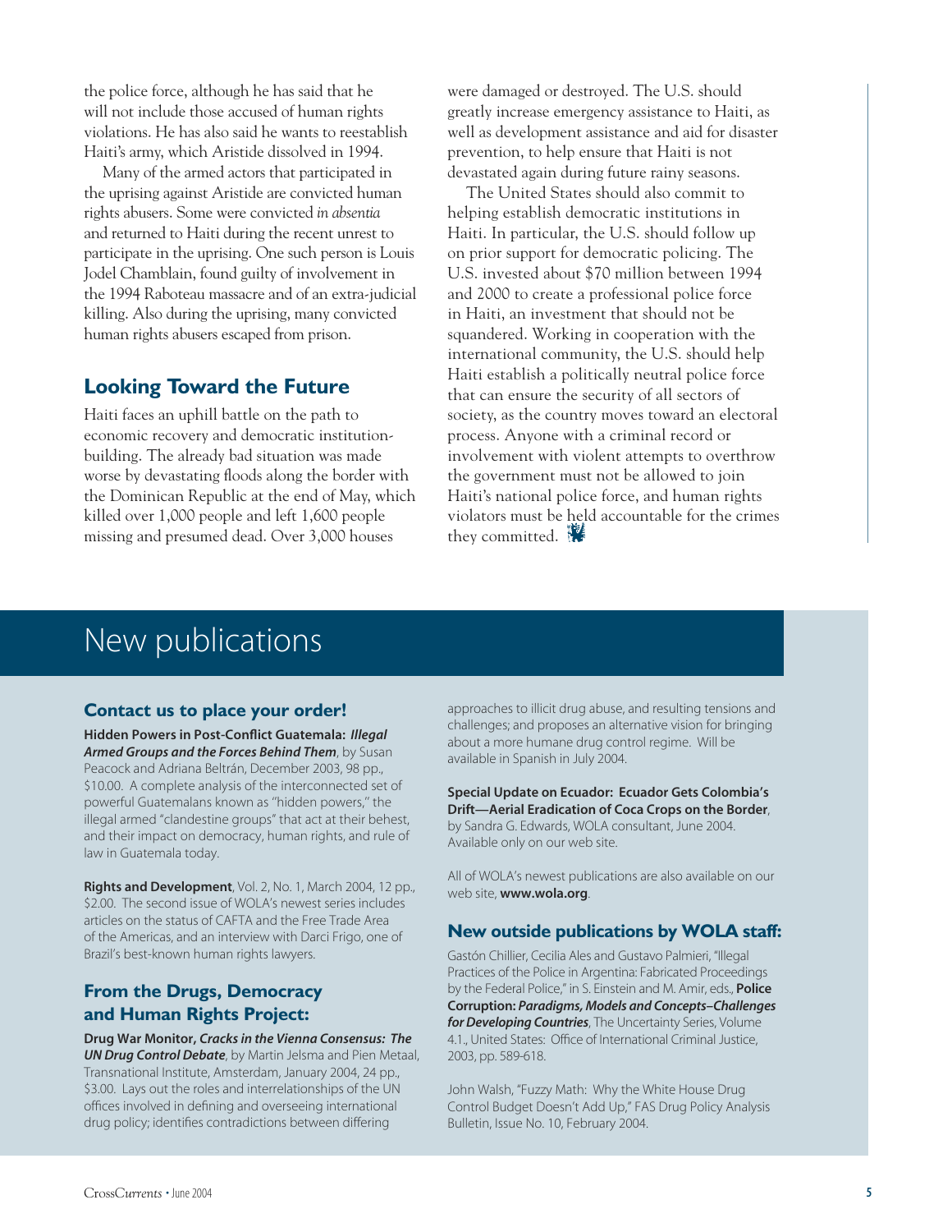the police force, although he has said that he will not include those accused of human rights violations. He has also said he wants to reestablish Haiti's army, which Aristide dissolved in 1994.

Many of the armed actors that participated in the uprising against Aristide are convicted human rights abusers. Some were convicted *in absentia* and returned to Haiti during the recent unrest to participate in the uprising. One such person is Louis Jodel Chamblain, found guilty of involvement in the 1994 Raboteau massacre and of an extra-judicial killing. Also during the uprising, many convicted human rights abusers escaped from prison.

## Looking Toward the Future

Haiti faces an uphill battle on the path to economic recovery and democratic institution-building. The already bad situation was made worse by devastating floods along the border with the Dominican Republic at the end of May, which killed over 1,000 people and left 1,600 people missing and presumed dead. Over 3,000 houses were damaged or destroyed. The U.S. should greatly increase emergency assistance to Haiti, as well as development assistance and aid for disaster prevention, to help ensure that Haiti is not devastated again during future rainy seasons.

The United States should also commit to helping establish democratic institutions in Haiti. In particular, the U.S. should follow up on prior support for democratic policing. The U.S. invested about $70 million between 1994 and 2000 to create a professional police force in Haiti, an investment that should not be squandered. Working in cooperation with the international community, the U.S. should help Haiti establish a politically neutral police force that can ensure the security of all sectors of society, as the country moves toward an electoral process. Anyone with a criminal record or involvement with violent attempts to overthrow the government must not be allowed to join Haiti's national police force, and human rights violators must be held accountable for the crimes they committed.

# New publications

## Contact us to place your order!

**Hidden Powers in Post-Conflict Guatemala: *Illegal Armed Groups and the Forces Behind Them***, by Susan Peacock and Adriana Beltrán, December 2003, 98 pp., $10.00. A complete analysis of the interconnected set of powerful Guatemalans known as "hidden powers," the illegal armed "clandestine groups" that act at their behest, and their impact on democracy, human rights, and rule of law in Guatemala today.

**Rights and Development**, Vol. 2, No. 1, March 2004, 12 pp., $2.00. The second issue of WOLA's newest series includes articles on the status of CAFTA and the Free Trade Area of the Americas, and an interview with Darci Frigo, one of Brazil's best-known human rights lawyers.

## From the Drugs, Democracy and Human Rights Project:

**Drug War Monitor, *Cracks in the Vienna Consensus: The UN Drug Control Debate***, by Martin Jelsma and Pien Metaal, Transnational Institute, Amsterdam, January 2004, 24 pp., $3.00. Lays out the roles and interrelationships of the UN offices involved in defining and overseeing international drug policy; identifies contradictions between differing approaches to illicit drug abuse, and resulting tensions and challenges; and proposes an alternative vision for bringing about a more humane drug control regime. Will be available in Spanish in July 2004.

**Special Update on Ecuador: Ecuador Gets Colombia's Drift—Aerial Eradication of Coca Crops on the Border**, by Sandra G. Edwards, WOLA consultant, June 2004. Available only on our web site.

All of WOLA's newest publications are also available on our web site, **www.wola.org**.

## New outside publications by WOLA staff:

Gastón Chillier, Cecilia Ales and Gustavo Palmieri, "Illegal Practices of the Police in Argentina: Fabricated Proceedings by the Federal Police," in S. Einstein and M. Amir, eds., **Police Corruption: *Paradigms, Models and Concepts–Challenges for Developing Countries***, The Uncertainty Series, Volume 4.1., United States: Office of International Criminal Justice, 2003, pp. 589-618.

John Walsh, "Fuzzy Math: Why the White House Drug Control Budget Doesn't Add Up," FAS Drug Policy Analysis Bulletin, Issue No. 10, February 2004.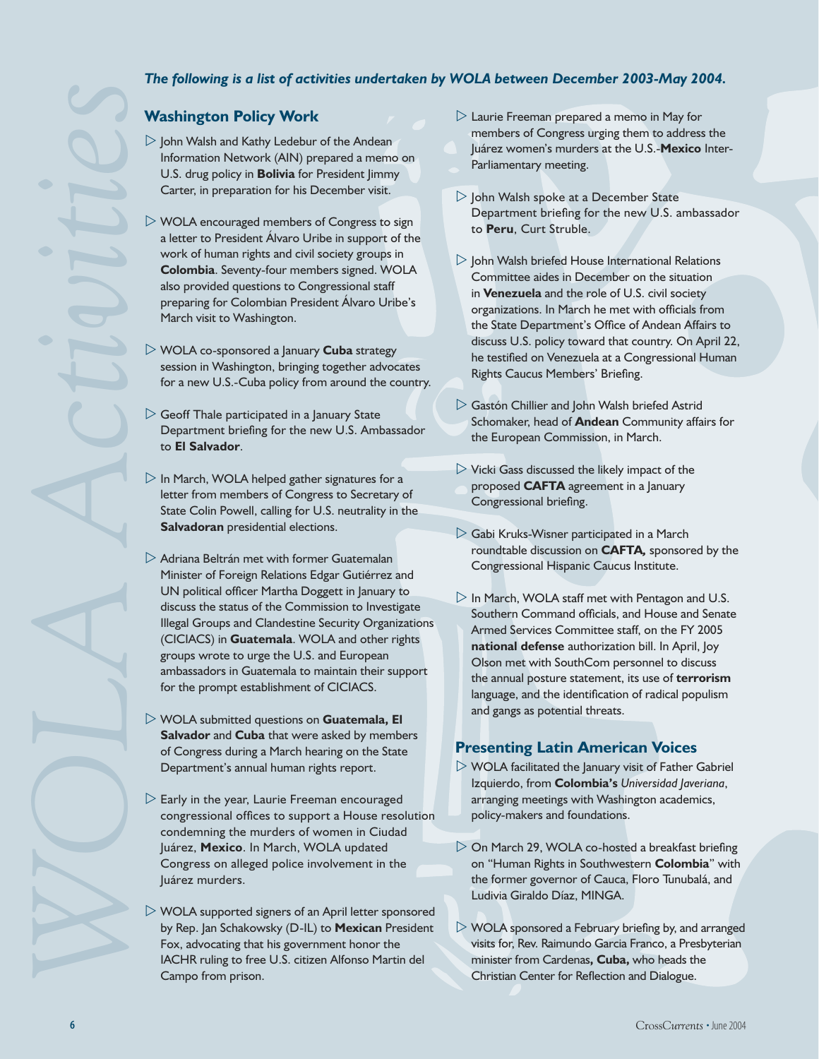# WOLA Activities

*The following is a list of activities undertaken by WOLA between December 2003-May 2004.*

## Washington Policy Work

- John Walsh and Kathy Ledebur of the Andean Information Network (AIN) prepared a memo on U.S. drug policy in **Bolivia** for President Jimmy Carter, in preparation for his December visit.
- WOLA encouraged members of Congress to sign a letter to President Álvaro Uribe in support of the work of human rights and civil society groups in **Colombia**. Seventy-four members signed. WOLA also provided questions to Congressional staff preparing for Colombian President Álvaro Uribe's March visit to Washington.
- WOLA co-sponsored a January **Cuba** strategy session in Washington, bringing together advocates for a new U.S.-Cuba policy from around the country.
- Geoff Thale participated in a January State Department briefing for the new U.S. Ambassador to **El Salvador**.
- In March, WOLA helped gather signatures for a letter from members of Congress to Secretary of State Colin Powell, calling for U.S. neutrality in the **Salvadoran** presidential elections.
- Adriana Beltrán met with former Guatemalan Minister of Foreign Relations Edgar Gutiérrez and UN political officer Martha Doggett in January to discuss the status of the Commission to Investigate Illegal Groups and Clandestine Security Organizations (CICIACS) in **Guatemala**. WOLA and other rights groups wrote to urge the U.S. and European ambassadors in Guatemala to maintain their support for the prompt establishment of CICIACS.
- WOLA submitted questions on **Guatemala, El Salvador** and **Cuba** that were asked by members of Congress during a March hearing on the State Department's annual human rights report.
- Early in the year, Laurie Freeman encouraged congressional offices to support a House resolution condemning the murders of women in Ciudad Juárez, **Mexico**. In March, WOLA updated Congress on alleged police involvement in the Juárez murders.
- WOLA supported signers of an April letter sponsored by Rep. Jan Schakowsky (D-IL) to **Mexican** President Fox, advocating that his government honor the IACHR ruling to free U.S. citizen Alfonso Martin del Campo from prison.
- Laurie Freeman prepared a memo in May for members of Congress urging them to address the Juárez women's murders at the U.S.-**Mexico** Inter-Parliamentary meeting.
- John Walsh spoke at a December State Department briefing for the new U.S. ambassador to **Peru**, Curt Struble.
- John Walsh briefed House International Relations Committee aides in December on the situation in **Venezuela** and the role of U.S. civil society organizations. In March he met with officials from the State Department's Office of Andean Affairs to discuss U.S. policy toward that country. On April 22, he testified on Venezuela at a Congressional Human Rights Caucus Members' Briefing.
- Gastón Chillier and John Walsh briefed Astrid Schomaker, head of **Andean** Community affairs for the European Commission, in March.
- Vicki Gass discussed the likely impact of the proposed **CAFTA** agreement in a January Congressional briefing.
- Gabi Kruks-Wisner participated in a March roundtable discussion on **CAFTA,** sponsored by the Congressional Hispanic Caucus Institute.
- In March, WOLA staff met with Pentagon and U.S. Southern Command officials, and House and Senate Armed Services Committee staff, on the FY 2005 **national defense** authorization bill. In April, Joy Olson met with SouthCom personnel to discuss the annual posture statement, its use of **terrorism** language, and the identification of radical populism and gangs as potential threats.

## Presenting Latin American Voices

- WOLA facilitated the January visit of Father Gabriel Izquierdo, from **Colombia's** *Universidad Javeriana*, arranging meetings with Washington academics, policy-makers and foundations.
- On March 29, WOLA co-hosted a breakfast briefing on "Human Rights in Southwestern **Colombia**" with the former governor of Cauca, Floro Tunubalá, and Ludivia Giraldo Díaz, MINGA.
- WOLA sponsored a February briefing by, and arranged visits for, Rev. Raimundo Garcia Franco, a Presbyterian minister from Cardenas**, Cuba,** who heads the Christian Center for Reflection and Dialogue.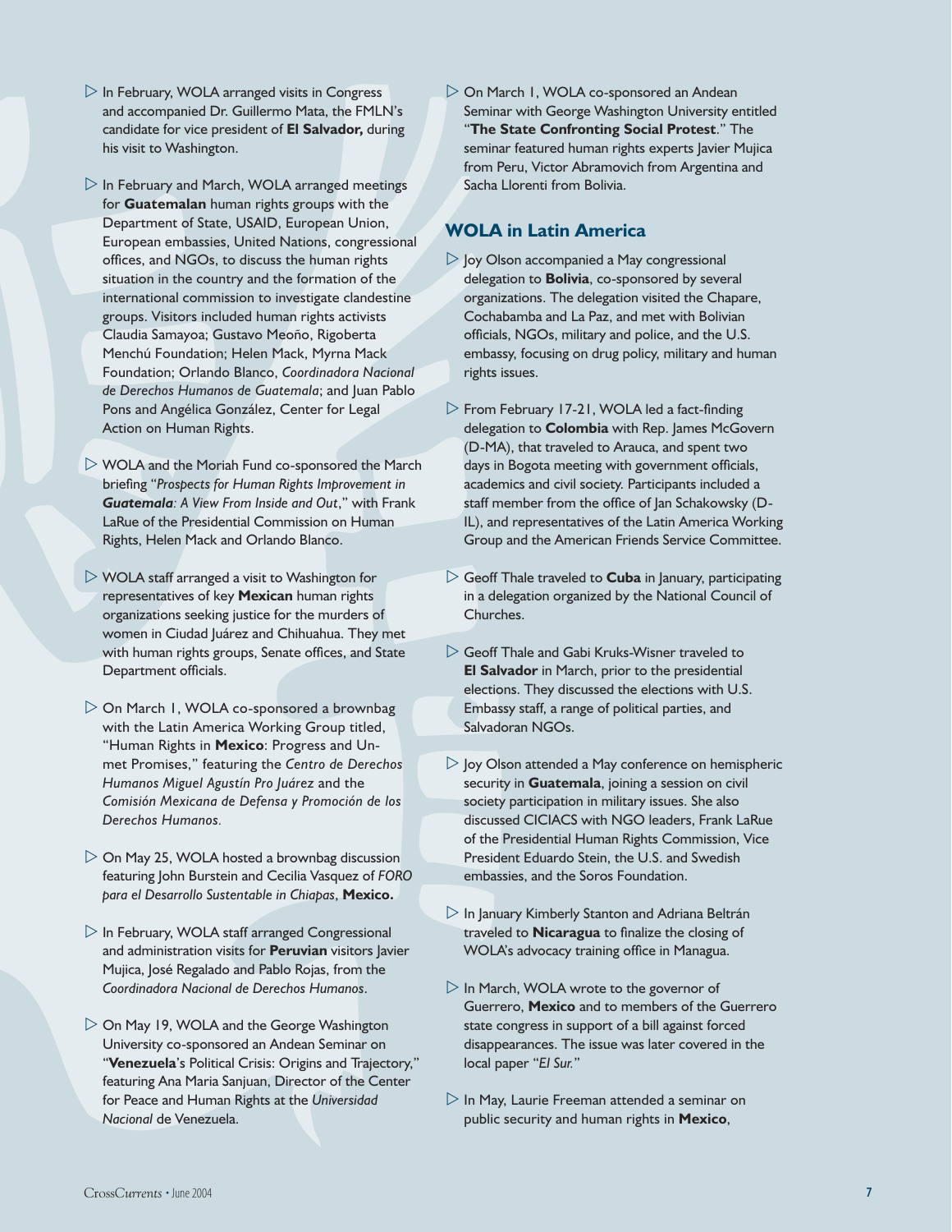- In February, WOLA arranged visits in Congress and accompanied Dr. Guillermo Mata, the FMLN's candidate for vice president of **El Salvador,** during his visit to Washington.

- In February and March, WOLA arranged meetings for **Guatemalan** human rights groups with the Department of State, USAID, European Union, European embassies, United Nations, congressional offices, and NGOs, to discuss the human rights situation in the country and the formation of the international commission to investigate clandestine groups. Visitors included human rights activists Claudia Samayoa; Gustavo Meoño, Rigoberta Menchú Foundation; Helen Mack, Myrna Mack Foundation; Orlando Blanco, *Coordinadora Nacional de Derechos Humanos de Guatemala*; and Juan Pablo Pons and Angélica González, Center for Legal Action on Human Rights.

- WOLA and the Moriah Fund co-sponsored the March briefing "*Prospects for Human Rights Improvement in **Guatemala**: A View From Inside and Out*," with Frank LaRue of the Presidential Commission on Human Rights, Helen Mack and Orlando Blanco.

- WOLA staff arranged a visit to Washington for representatives of key **Mexican** human rights organizations seeking justice for the murders of women in Ciudad Juárez and Chihuahua. They met with human rights groups, Senate offices, and State Department officials.

- On March 1, WOLA co-sponsored a brownbag with the Latin America Working Group titled, "Human Rights in **Mexico**: Progress and Unmet Promises," featuring the *Centro de Derechos Humanos Miguel Agustín Pro Juárez* and the *Comisión Mexicana de Defensa y Promoción de los Derechos Humanos.*

- On May 25, WOLA hosted a brownbag discussion featuring John Burstein and Cecilia Vasquez of *FORO para el Desarrollo Sustentable in Chiapas*, **Mexico.**

- In February, WOLA staff arranged Congressional and administration visits for **Peruvian** visitors Javier Mujica, José Regalado and Pablo Rojas, from the *Coordinadora Nacional de Derechos Humanos*.

- On May 19, WOLA and the George Washington University co-sponsored an Andean Seminar on "**Venezuela**'s Political Crisis: Origins and Trajectory," featuring Ana Maria Sanjuan, Director of the Center for Peace and Human Rights at the *Universidad Nacional* de Venezuela.

- On March 1, WOLA co-sponsored an Andean Seminar with George Washington University entitled "**The State Confronting Social Protest**." The seminar featured human rights experts Javier Mujica from Peru, Victor Abramovich from Argentina and Sacha Llorenti from Bolivia.

## WOLA in Latin America

- Joy Olson accompanied a May congressional delegation to **Bolivia**, co-sponsored by several organizations. The delegation visited the Chapare, Cochabamba and La Paz, and met with Bolivian officials, NGOs, military and police, and the U.S. embassy, focusing on drug policy, military and human rights issues.

- From February 17-21, WOLA led a fact-finding delegation to **Colombia** with Rep. James McGovern (D-MA), that traveled to Arauca, and spent two days in Bogota meeting with government officials, academics and civil society. Participants included a staff member from the office of Jan Schakowsky (D-IL), and representatives of the Latin America Working Group and the American Friends Service Committee.

- Geoff Thale traveled to **Cuba** in January, participating in a delegation organized by the National Council of Churches.

- Geoff Thale and Gabi Kruks-Wisner traveled to **El Salvador** in March, prior to the presidential elections. They discussed the elections with U.S. Embassy staff, a range of political parties, and Salvadoran NGOs.

- Joy Olson attended a May conference on hemispheric security in **Guatemala**, joining a session on civil society participation in military issues. She also discussed CICIACS with NGO leaders, Frank LaRue of the Presidential Human Rights Commission, Vice President Eduardo Stein, the U.S. and Swedish embassies, and the Soros Foundation.

- In January Kimberly Stanton and Adriana Beltrán traveled to **Nicaragua** to finalize the closing of WOLA's advocacy training office in Managua.

- In March, WOLA wrote to the governor of Guerrero, **Mexico** and to members of the Guerrero state congress in support of a bill against forced disappearances. The issue was later covered in the local paper "*El Sur.*"

- In May, Laurie Freeman attended a seminar on public security and human rights in **Mexico**,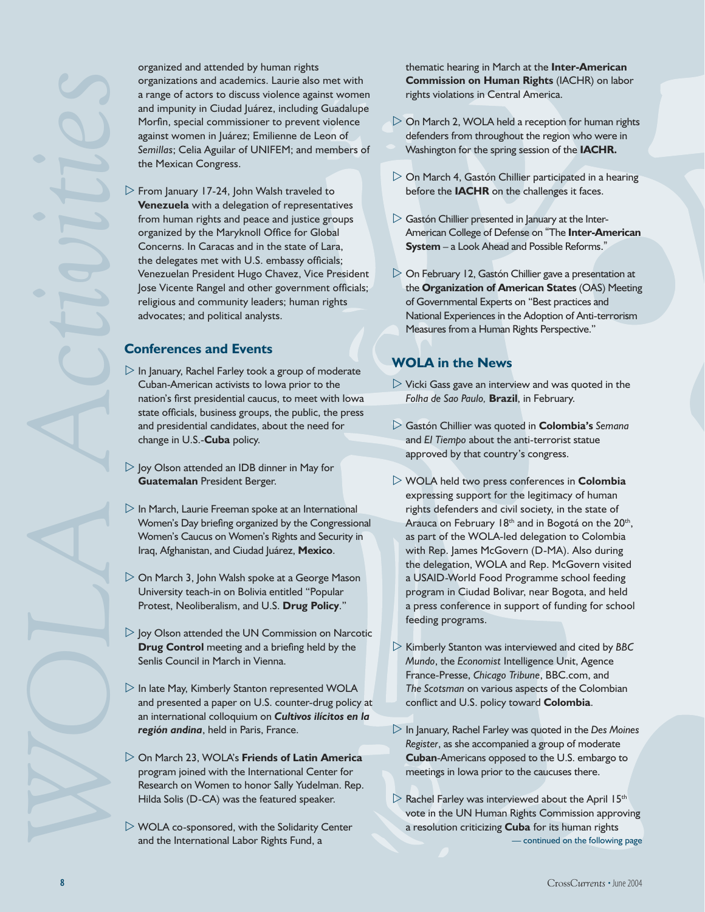organized and attended by human rights organizations and academics. Laurie also met with a range of actors to discuss violence against women and impunity in Ciudad Juárez, including Guadalupe Morfin, special commissioner to prevent violence against women in Juárez; Emilienne de Leon of *Semillas*; Celia Aguilar of UNIFEM; and members of the Mexican Congress.

- From January 17-24, John Walsh traveled to **Venezuela** with a delegation of representatives from human rights and peace and justice groups organized by the Maryknoll Office for Global Concerns. In Caracas and in the state of Lara, the delegates met with U.S. embassy officials; Venezuelan President Hugo Chavez, Vice President Jose Vicente Rangel and other government officials; religious and community leaders; human rights advocates; and political analysts.

## Conferences and Events

- In January, Rachel Farley took a group of moderate Cuban-American activists to Iowa prior to the nation's first presidential caucus, to meet with Iowa state officials, business groups, the public, the press and presidential candidates, about the need for change in U.S.-**Cuba** policy.
- Joy Olson attended an IDB dinner in May for **Guatemalan** President Berger.
- In March, Laurie Freeman spoke at an International Women's Day briefing organized by the Congressional Women's Caucus on Women's Rights and Security in Iraq, Afghanistan, and Ciudad Juárez, **Mexico**.
- On March 3, John Walsh spoke at a George Mason University teach-in on Bolivia entitled "Popular Protest, Neoliberalism, and U.S. **Drug Policy**."
- Joy Olson attended the UN Commission on Narcotic **Drug Control** meeting and a briefing held by the Senlis Council in March in Vienna.
- In late May, Kimberly Stanton represented WOLA and presented a paper on U.S. counter-drug policy at an international colloquium on ***Cultivos ilícitos en la región andina***, held in Paris, France.
- On March 23, WOLA's **Friends of Latin America** program joined with the International Center for Research on Women to honor Sally Yudelman. Rep. Hilda Solis (D-CA) was the featured speaker.
- WOLA co-sponsored, with the Solidarity Center and the International Labor Rights Fund, a thematic hearing in March at the **Inter-American Commission on Human Rights** (IACHR) on labor rights violations in Central America.
- On March 2, WOLA held a reception for human rights defenders from throughout the region who were in Washington for the spring session of the **IACHR.**
- On March 4, Gastón Chillier participated in a hearing before the **IACHR** on the challenges it faces.
- Gastón Chillier presented in January at the Inter-American College of Defense on "The **Inter-American System** – a Look Ahead and Possible Reforms."
- On February 12, Gastón Chillier gave a presentation at the **Organization of American States** (OAS) Meeting of Governmental Experts on "Best practices and National Experiences in the Adoption of Anti-terrorism Measures from a Human Rights Perspective."

## WOLA in the News

- Vicki Gass gave an interview and was quoted in the *Folha de Sao Paulo,* **Brazil**, in February.
- Gastón Chillier was quoted in **Colombia's** *Semana* and *El Tiempo* about the anti-terrorist statue approved by that country's congress.
- WOLA held two press conferences in **Colombia** expressing support for the legitimacy of human rights defenders and civil society, in the state of Arauca on February 18th and in Bogotá on the 20th, as part of the WOLA-led delegation to Colombia with Rep. James McGovern (D-MA). Also during the delegation, WOLA and Rep. McGovern visited a USAID-World Food Programme school feeding program in Ciudad Bolivar, near Bogota, and held a press conference in support of funding for school feeding programs.
- Kimberly Stanton was interviewed and cited by *BBC Mundo*, the *Economist* Intelligence Unit, Agence France-Presse, *Chicago Tribune*, BBC.com, and *The Scotsman* on various aspects of the Colombian conflict and U.S. policy toward **Colombia**.
- In January, Rachel Farley was quoted in the *Des Moines Register*, as she accompanied a group of moderate **Cuban**-Americans opposed to the U.S. embargo to meetings in Iowa prior to the caucuses there.
- Rachel Farley was interviewed about the April 15th vote in the UN Human Rights Commission approving a resolution criticizing **Cuba** for its human rights

— continued on the following page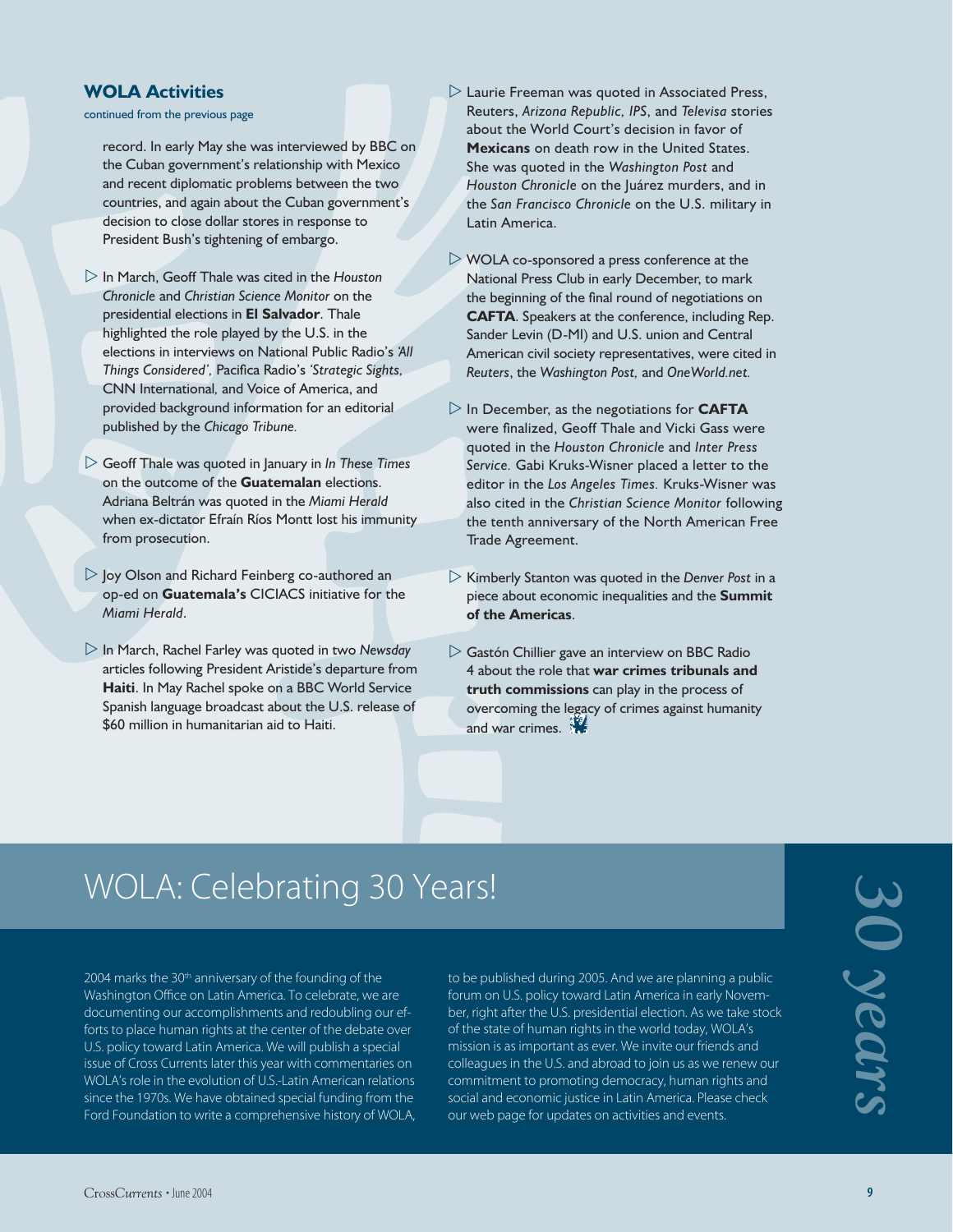## WOLA Activities

continued from the previous page

record. In early May she was interviewed by BBC on the Cuban government's relationship with Mexico and recent diplomatic problems between the two countries, and again about the Cuban government's decision to close dollar stores in response to President Bush's tightening of embargo.

- In March, Geoff Thale was cited in the *Houston Chronicle* and *Christian Science Monitor* on the presidential elections in **El Salvador**. Thale highlighted the role played by the U.S. in the elections in interviews on National Public Radio's *'All Things Considered'*, Pacifica Radio's *'Strategic Sights*, CNN International, and Voice of America, and provided background information for an editorial published by the *Chicago Tribune*.

- Geoff Thale was quoted in January in *In These Times* on the outcome of the **Guatemalan** elections. Adriana Beltrán was quoted in the *Miami Herald* when ex-dictator Efraín Ríos Montt lost his immunity from prosecution.

- Joy Olson and Richard Feinberg co-authored an op-ed on **Guatemala's** CICIACS initiative for the *Miami Herald*.

- In March, Rachel Farley was quoted in two *Newsday* articles following President Aristide's departure from **Haiti**. In May Rachel spoke on a BBC World Service Spanish language broadcast about the U.S. release of $60 million in humanitarian aid to Haiti.

- Laurie Freeman was quoted in Associated Press, Reuters, *Arizona Republic, IPS*, and *Televisa* stories about the World Court's decision in favor of **Mexicans** on death row in the United States. She was quoted in the *Washington Post* and *Houston Chronicle* on the Juárez murders, and in the *San Francisco Chronicle* on the U.S. military in Latin America.

- WOLA co-sponsored a press conference at the National Press Club in early December, to mark the beginning of the final round of negotiations on **CAFTA**. Speakers at the conference, including Rep. Sander Levin (D-MI) and U.S. union and Central American civil society representatives, were cited in *Reuters*, the *Washington Post,* and *OneWorld.net.*

- In December, as the negotiations for **CAFTA** were finalized, Geoff Thale and Vicki Gass were quoted in the *Houston Chronicle* and *Inter Press Service.* Gabi Kruks-Wisner placed a letter to the editor in the *Los Angeles Times.* Kruks-Wisner was also cited in the *Christian Science Monitor* following the tenth anniversary of the North American Free Trade Agreement.

- Kimberly Stanton was quoted in the *Denver Post* in a piece about economic inequalities and the **Summit of the Americas**.

- Gastón Chillier gave an interview on BBC Radio 4 about the role that **war crimes tribunals and truth commissions** can play in the process of overcoming the legacy of crimes against humanity and war crimes.

# WOLA: Celebrating 30 Years!

*30 years*

2004 marks the 30th anniversary of the founding of the Washington Office on Latin America. To celebrate, we are documenting our accomplishments and redoubling our efforts to place human rights at the center of the debate over U.S. policy toward Latin America. We will publish a special issue of Cross Currents later this year with commentaries on WOLA's role in the evolution of U.S.-Latin American relations since the 1970s. We have obtained special funding from the Ford Foundation to write a comprehensive history of WOLA, to be published during 2005. And we are planning a public forum on U.S. policy toward Latin America in early November, right after the U.S. presidential election. As we take stock of the state of human rights in the world today, WOLA's mission is as important as ever. We invite our friends and colleagues in the U.S. and abroad to join us as we renew our commitment to promoting democracy, human rights and social and economic justice in Latin America. Please check our web page for updates on activities and events.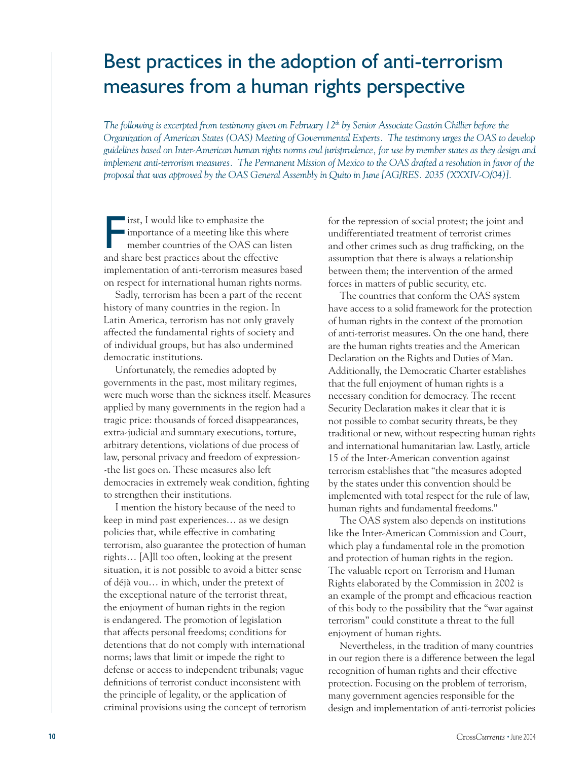# Best practices in the adoption of anti-terrorism measures from a human rights perspective

*The following is excerpted from testimony given on February 12th by Senior Associate Gastón Chillier before the Organization of American States (OAS) Meeting of Governmental Experts. The testimony urges the OAS to develop guidelines based on Inter-American human rights norms and jurisprudence, for use by member states as they design and implement anti-terrorism measures. The Permanent Mission of Mexico to the OAS drafted a resolution in favor of the proposal that was approved by the OAS General Assembly in Quito in June [AG/RES. 2035 (XXXIV-O/04)].*

First, I would like to emphasize the importance of a meeting like this where member countries of the OAS can listen and share best practices about the effective implementation of anti-terrorism measures based on respect for international human rights norms.

Sadly, terrorism has been a part of the recent history of many countries in the region. In Latin America, terrorism has not only gravely affected the fundamental rights of society and of individual groups, but has also undermined democratic institutions.

Unfortunately, the remedies adopted by governments in the past, most military regimes, were much worse than the sickness itself. Measures applied by many governments in the region had a tragic price: thousands of forced disappearances, extra-judicial and summary executions, torture, arbitrary detentions, violations of due process of law, personal privacy and freedom of expression--the list goes on. These measures also left democracies in extremely weak condition, fighting to strengthen their institutions.

I mention the history because of the need to keep in mind past experiences… as we design policies that, while effective in combating terrorism, also guarantee the protection of human rights… [A]ll too often, looking at the present situation, it is not possible to avoid a bitter sense of déjà vou… in which, under the pretext of the exceptional nature of the terrorist threat, the enjoyment of human rights in the region is endangered. The promotion of legislation that affects personal freedoms; conditions for detentions that do not comply with international norms; laws that limit or impede the right to defense or access to independent tribunals; vague definitions of terrorist conduct inconsistent with the principle of legality, or the application of criminal provisions using the concept of terrorism for the repression of social protest; the joint and undifferentiated treatment of terrorist crimes and other crimes such as drug trafficking, on the assumption that there is always a relationship between them; the intervention of the armed forces in matters of public security, etc.

The countries that conform the OAS system have access to a solid framework for the protection of human rights in the context of the promotion of anti-terrorist measures. On the one hand, there are the human rights treaties and the American Declaration on the Rights and Duties of Man. Additionally, the Democratic Charter establishes that the full enjoyment of human rights is a necessary condition for democracy. The recent Security Declaration makes it clear that it is not possible to combat security threats, be they traditional or new, without respecting human rights and international humanitarian law. Lastly, article 15 of the Inter-American convention against terrorism establishes that "the measures adopted by the states under this convention should be implemented with total respect for the rule of law, human rights and fundamental freedoms."

The OAS system also depends on institutions like the Inter-American Commission and Court, which play a fundamental role in the promotion and protection of human rights in the region. The valuable report on Terrorism and Human Rights elaborated by the Commission in 2002 is an example of the prompt and efficacious reaction of this body to the possibility that the "war against terrorism" could constitute a threat to the full enjoyment of human rights.

Nevertheless, in the tradition of many countries in our region there is a difference between the legal recognition of human rights and their effective protection. Focusing on the problem of terrorism, many government agencies responsible for the design and implementation of anti-terrorist policies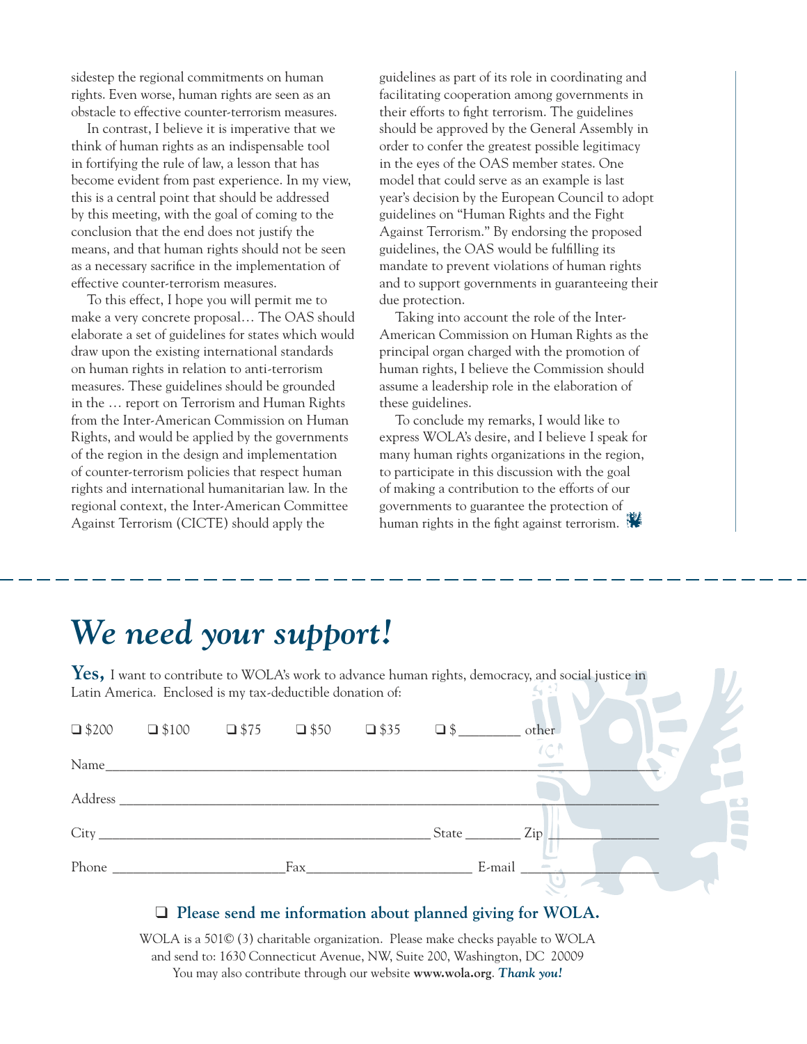sidestep the regional commitments on human rights. Even worse, human rights are seen as an obstacle to effective counter-terrorism measures.

In contrast, I believe it is imperative that we think of human rights as an indispensable tool in fortifying the rule of law, a lesson that has become evident from past experience. In my view, this is a central point that should be addressed by this meeting, with the goal of coming to the conclusion that the end does not justify the means, and that human rights should not be seen as a necessary sacrifice in the implementation of effective counter-terrorism measures.

To this effect, I hope you will permit me to make a very concrete proposal… The OAS should elaborate a set of guidelines for states which would draw upon the existing international standards on human rights in relation to anti-terrorism measures. These guidelines should be grounded in the … report on Terrorism and Human Rights from the Inter-American Commission on Human Rights, and would be applied by the governments of the region in the design and implementation of counter-terrorism policies that respect human rights and international humanitarian law. In the regional context, the Inter-American Committee Against Terrorism (CICTE) should apply the guidelines as part of its role in coordinating and facilitating cooperation among governments in their efforts to fight terrorism. The guidelines should be approved by the General Assembly in order to confer the greatest possible legitimacy in the eyes of the OAS member states. One model that could serve as an example is last year's decision by the European Council to adopt guidelines on "Human Rights and the Fight Against Terrorism." By endorsing the proposed guidelines, the OAS would be fulfilling its mandate to prevent violations of human rights and to support governments in guaranteeing their due protection.

Taking into account the role of the Inter-American Commission on Human Rights as the principal organ charged with the promotion of human rights, I believe the Commission should assume a leadership role in the elaboration of these guidelines.

To conclude my remarks, I would like to express WOLA's desire, and I believe I speak for many human rights organizations in the region, to participate in this discussion with the goal of making a contribution to the efforts of our governments to guarantee the protection of human rights in the fight against terrorism.

---

# *We need your support!*

**Yes,** I want to contribute to WOLA's work to advance human rights, democracy, and social justice in Latin America. Enclosed is my tax-deductible donation of:

❑ $200 ❑ $100 ❑ $75 ❑ $50 ❑ $35 ❑ $________ other

Name_______________________________________________________________

Address _____________________________________________________________

City ______________________________________ State ________ Zip ____________

Phone ______________________ Fax______________________ E-mail ______________

**❑ Please send me information about planned giving for WOLA.**

WOLA is a 501© (3) charitable organization. Please make checks payable to WOLA and send to: 1630 Connecticut Avenue, NW, Suite 200, Washington, DC 20009
You may also contribute through our website **www.wola.org**. ***Thank you!***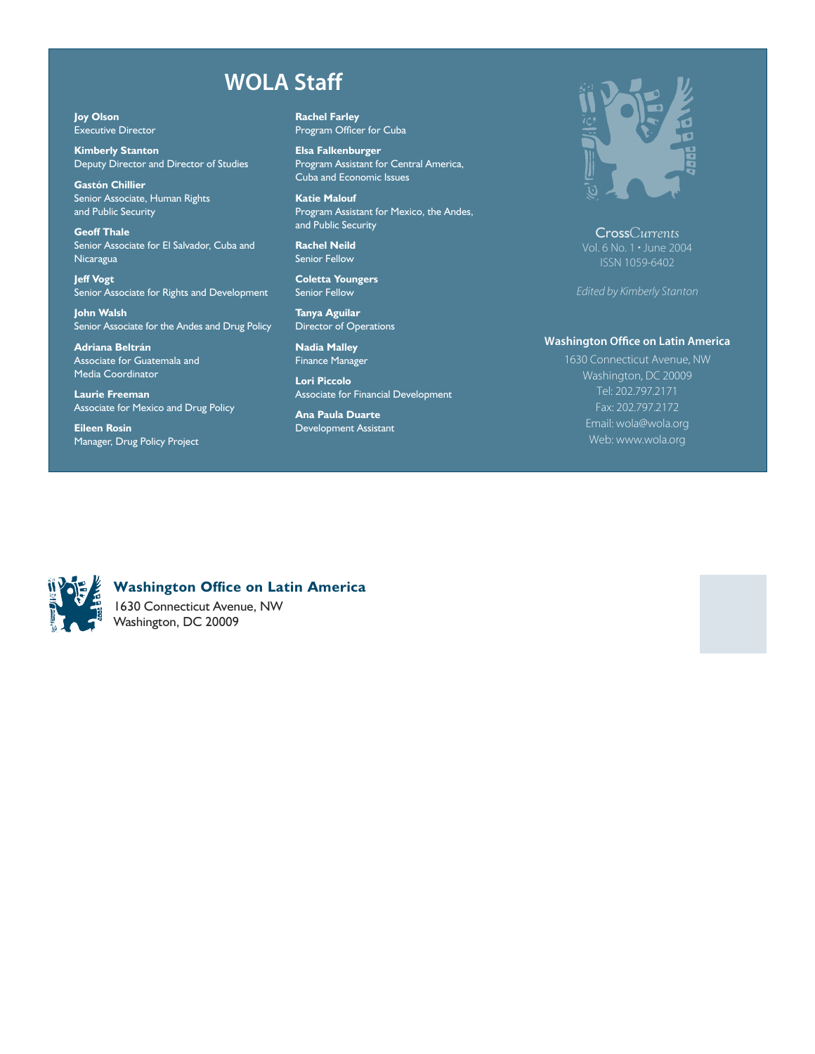# WOLA Staff

**Joy Olson**
Executive Director

**Kimberly Stanton**
Deputy Director and Director of Studies

**Gastón Chillier**
Senior Associate, Human Rights and Public Security

**Geoff Thale**
Senior Associate for El Salvador, Cuba and Nicaragua

**Jeff Vogt**
Senior Associate for Rights and Development

**John Walsh**
Senior Associate for the Andes and Drug Policy

**Adriana Beltrán**
Associate for Guatemala and Media Coordinator

**Laurie Freeman**
Associate for Mexico and Drug Policy

**Eileen Rosin**
Manager, Drug Policy Project

**Rachel Farley**
Program Officer for Cuba

**Elsa Falkenburger**
Program Assistant for Central America, Cuba and Economic Issues

**Katie Malouf**
Program Assistant for Mexico, the Andes, and Public Security

**Rachel Neild**
Senior Fellow

**Coletta Youngers**
Senior Fellow

**Tanya Aguilar**
Director of Operations

**Nadia Malley**
Finance Manager

**Lori Piccolo**
Associate for Financial Development

**Ana Paula Duarte**
Development Assistant

Cross*Currents*
Vol. 6 No. 1 • June 2004
ISSN 1059-6402

*Edited by Kimberly Stanton*

**Washington Office on Latin America**
1630 Connecticut Avenue, NW
Washington, DC 20009
Tel: 202.797.2171
Fax: 202.797.2172
Email: wola@wola.org
Web: www.wola.org

**Washington Office on Latin America**
1630 Connecticut Avenue, NW
Washington, DC 20009